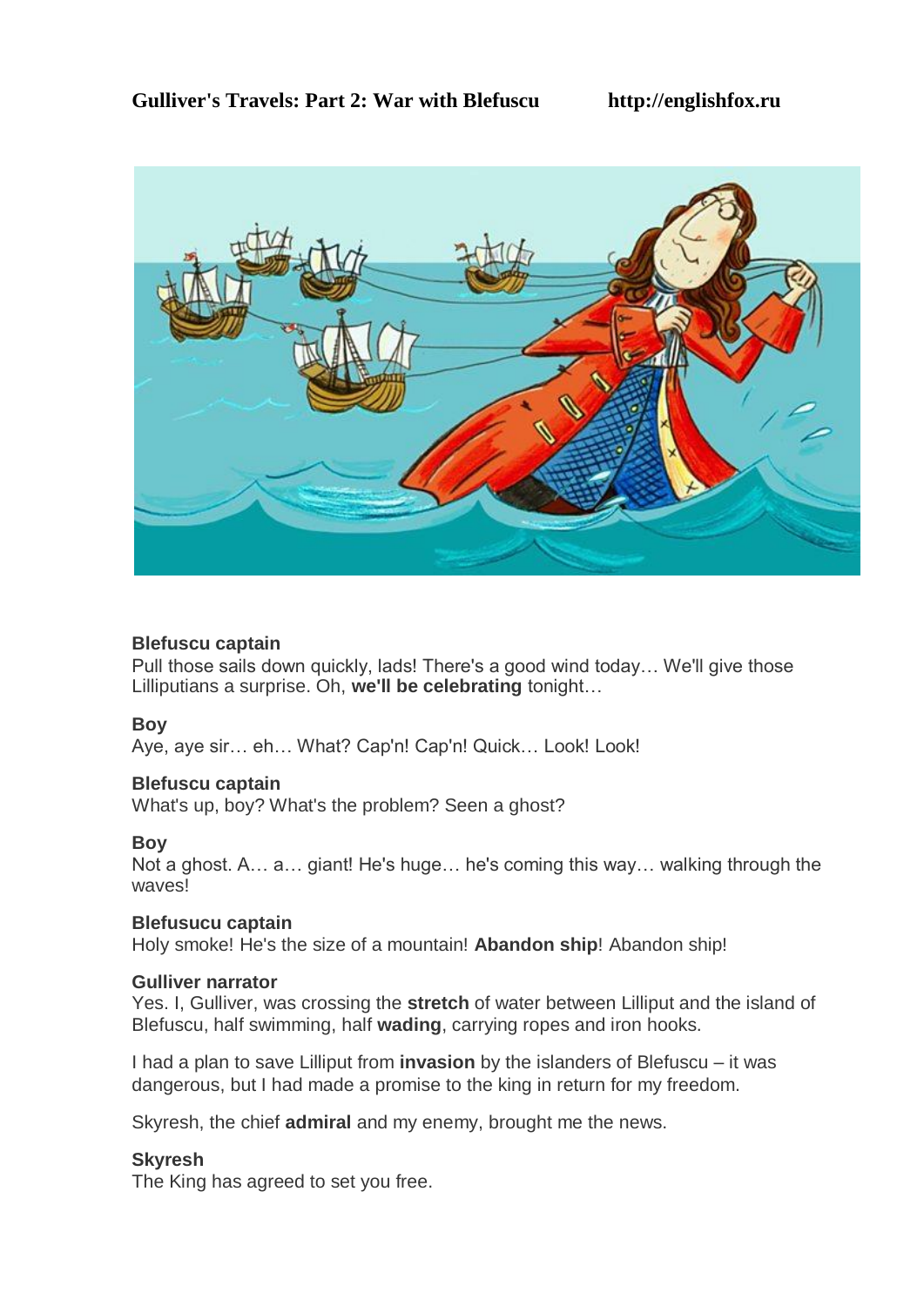**Gulliver's Travels: Part 2: War with Blefuscu** http://englishfox.ru

**Blefuscu captain**
Pull those sails down quickly, lads! There's a good wind today… We'll give those Lilliputians a surprise. Oh, **we'll be celebrating** tonight…

**Boy**
Aye, aye sir… eh… What? Cap'n! Cap'n! Quick… Look! Look!

**Blefuscu captain**
What's up, boy? What's the problem? Seen a ghost?

**Boy**
Not a ghost. A… a… giant! He's huge… he's coming this way… walking through the waves!

**Blefusucu captain**
Holy smoke! He's the size of a mountain! **Abandon ship**! Abandon ship!

**Gulliver narrator**
Yes. I, Gulliver, was crossing the **stretch** of water between Lilliput and the island of Blefuscu, half swimming, half **wading**, carrying ropes and iron hooks.

I had a plan to save Lilliput from **invasion** by the islanders of Blefuscu – it was dangerous, but I had made a promise to the king in return for my freedom.

Skyresh, the chief **admiral** and my enemy, brought me the news.

**Skyresh**
The King has agreed to set you free.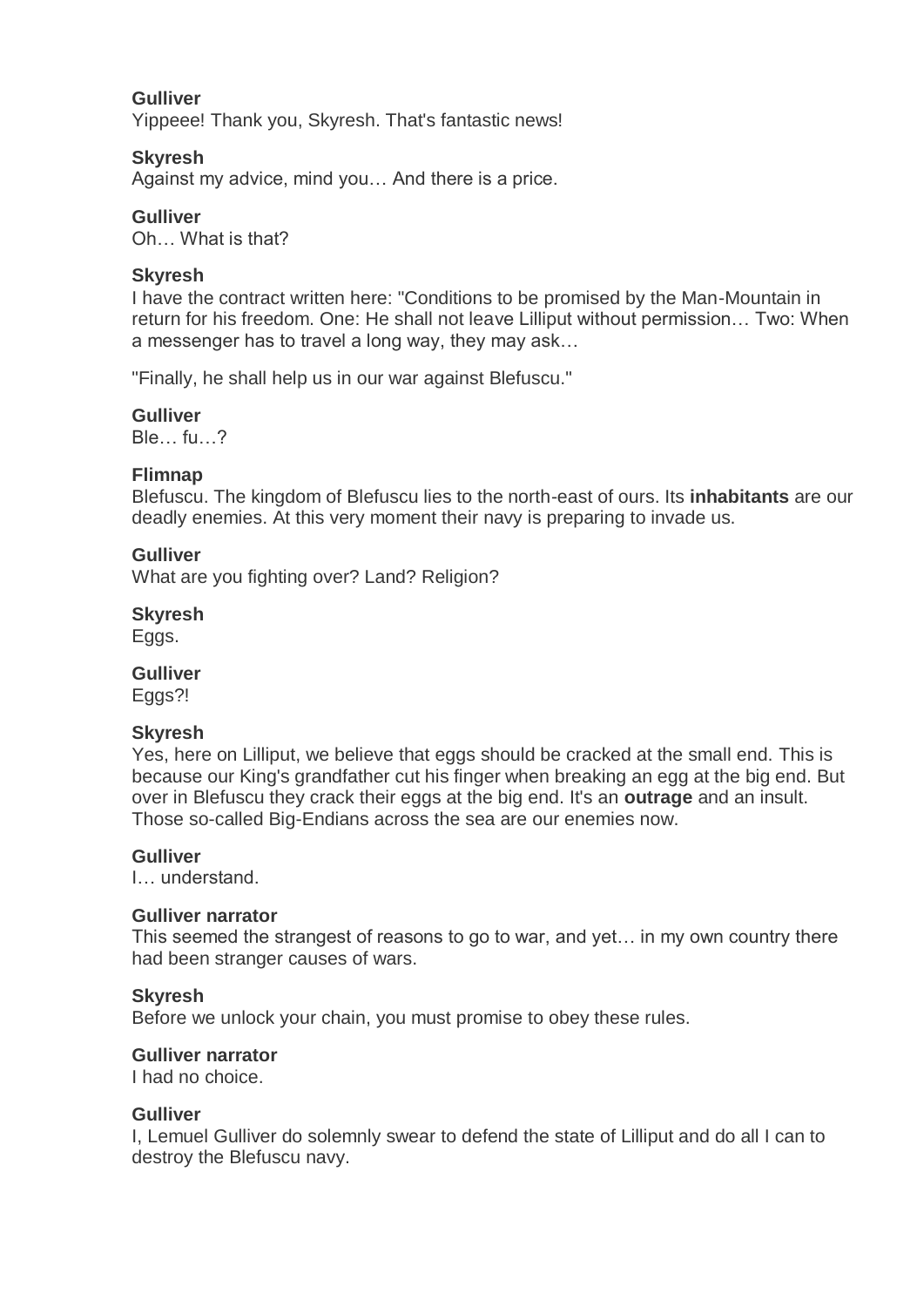**Gulliver**
Yippeee! Thank you, Skyresh. That's fantastic news!

**Skyresh**
Against my advice, mind you… And there is a price.

**Gulliver**
Oh… What is that?

**Skyresh**
I have the contract written here: "Conditions to be promised by the Man-Mountain in return for his freedom. One: He shall not leave Lilliput without permission… Two: When a messenger has to travel a long way, they may ask…

"Finally, he shall help us in our war against Blefuscu."

**Gulliver**
Ble… fu…?

**Flimnap**
Blefuscu. The kingdom of Blefuscu lies to the north-east of ours. Its **inhabitants** are our deadly enemies. At this very moment their navy is preparing to invade us.

**Gulliver**
What are you fighting over? Land? Religion?

**Skyresh**
Eggs.

**Gulliver**
Eggs?!

**Skyresh**
Yes, here on Lilliput, we believe that eggs should be cracked at the small end. This is because our King's grandfather cut his finger when breaking an egg at the big end. But over in Blefuscu they crack their eggs at the big end. It's an **outrage** and an insult. Those so-called Big-Endians across the sea are our enemies now.

**Gulliver**
I… understand.

**Gulliver narrator**
This seemed the strangest of reasons to go to war, and yet… in my own country there had been stranger causes of wars.

**Skyresh**
Before we unlock your chain, you must promise to obey these rules.

**Gulliver narrator**
I had no choice.

**Gulliver**
I, Lemuel Gulliver do solemnly swear to defend the state of Lilliput and do all I can to destroy the Blefuscu navy.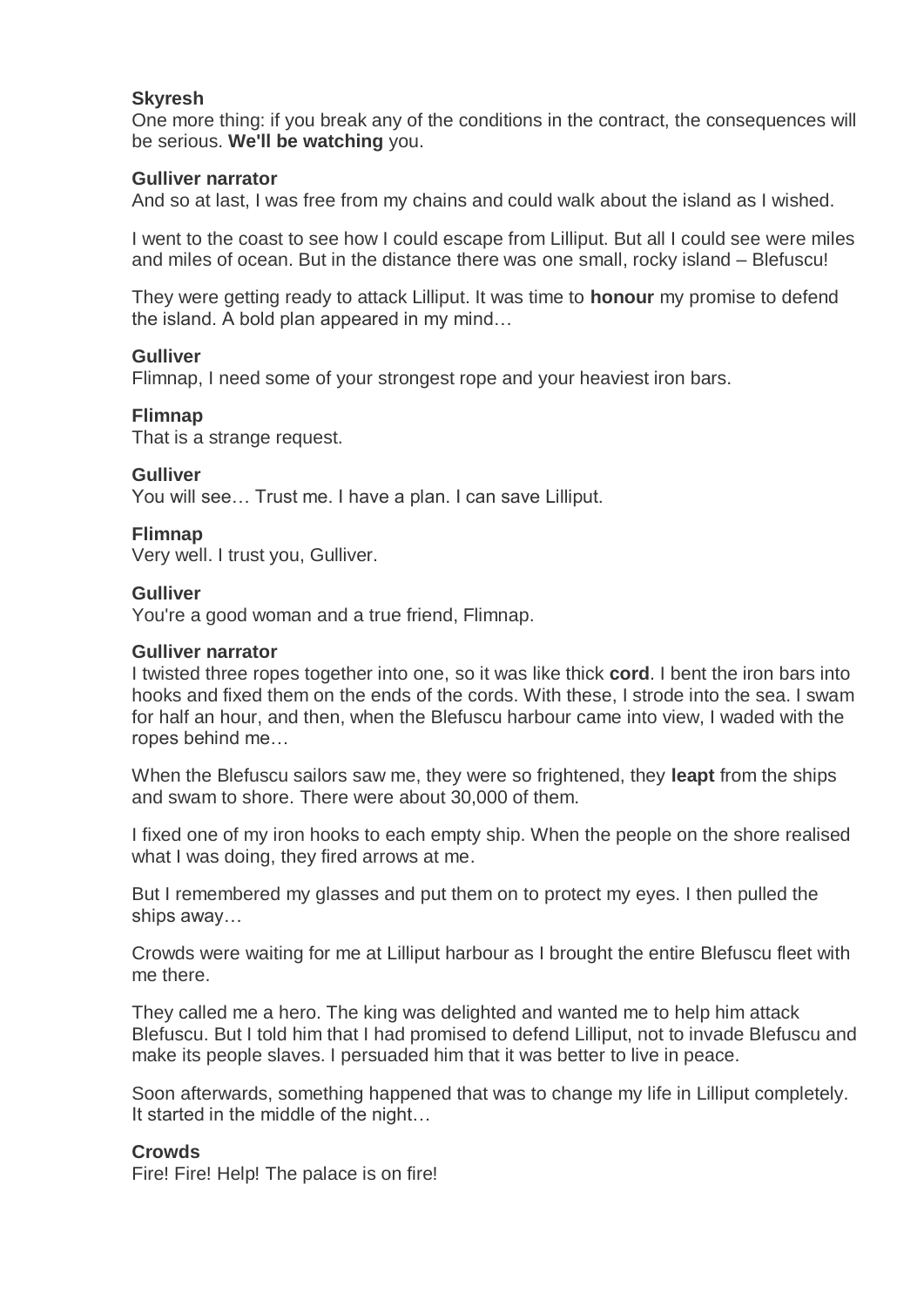**Skyresh**
One more thing: if you break any of the conditions in the contract, the consequences will be serious. **We'll be watching** you.

**Gulliver narrator**
And so at last, I was free from my chains and could walk about the island as I wished.

I went to the coast to see how I could escape from Lilliput. But all I could see were miles and miles of ocean. But in the distance there was one small, rocky island – Blefuscu!

They were getting ready to attack Lilliput. It was time to **honour** my promise to defend the island. A bold plan appeared in my mind…

**Gulliver**
Flimnap, I need some of your strongest rope and your heaviest iron bars.

**Flimnap**
That is a strange request.

**Gulliver**
You will see… Trust me. I have a plan. I can save Lilliput.

**Flimnap**
Very well. I trust you, Gulliver.

**Gulliver**
You're a good woman and a true friend, Flimnap.

**Gulliver narrator**
I twisted three ropes together into one, so it was like thick **cord**. I bent the iron bars into hooks and fixed them on the ends of the cords. With these, I strode into the sea. I swam for half an hour, and then, when the Blefuscu harbour came into view, I waded with the ropes behind me…

When the Blefuscu sailors saw me, they were so frightened, they **leapt** from the ships and swam to shore. There were about 30,000 of them.

I fixed one of my iron hooks to each empty ship. When the people on the shore realised what I was doing, they fired arrows at me.

But I remembered my glasses and put them on to protect my eyes. I then pulled the ships away…

Crowds were waiting for me at Lilliput harbour as I brought the entire Blefuscu fleet with me there.

They called me a hero. The king was delighted and wanted me to help him attack Blefuscu. But I told him that I had promised to defend Lilliput, not to invade Blefuscu and make its people slaves. I persuaded him that it was better to live in peace.

Soon afterwards, something happened that was to change my life in Lilliput completely. It started in the middle of the night…

**Crowds**
Fire! Fire! Help! The palace is on fire!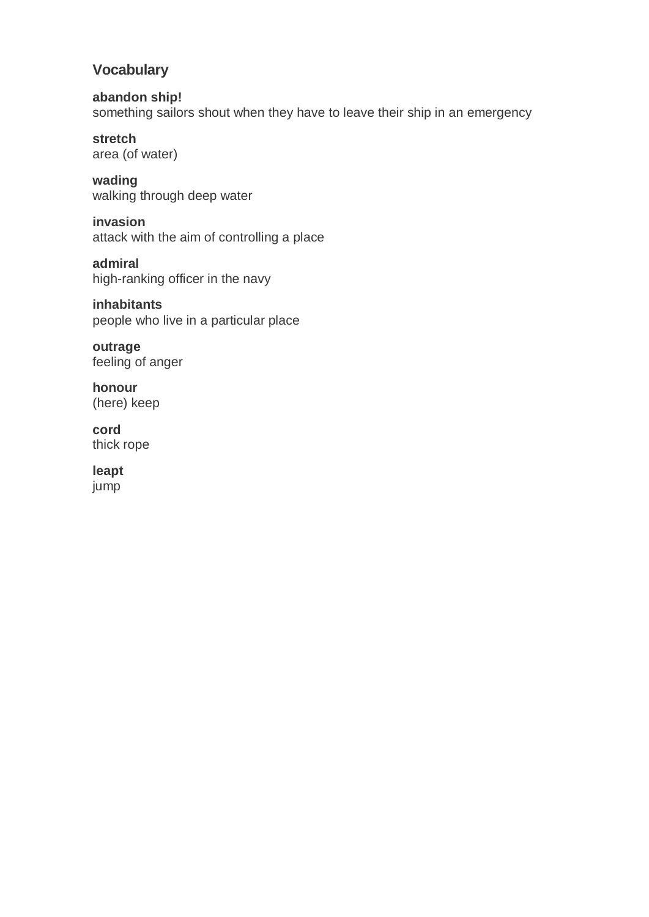## Vocabulary

**abandon ship!**
something sailors shout when they have to leave their ship in an emergency

**stretch**
area (of water)

**wading**
walking through deep water

**invasion**
attack with the aim of controlling a place

**admiral**
high-ranking officer in the navy

**inhabitants**
people who live in a particular place

**outrage**
feeling of anger

**honour**
(here) keep

**cord**
thick rope

**leapt**
jump